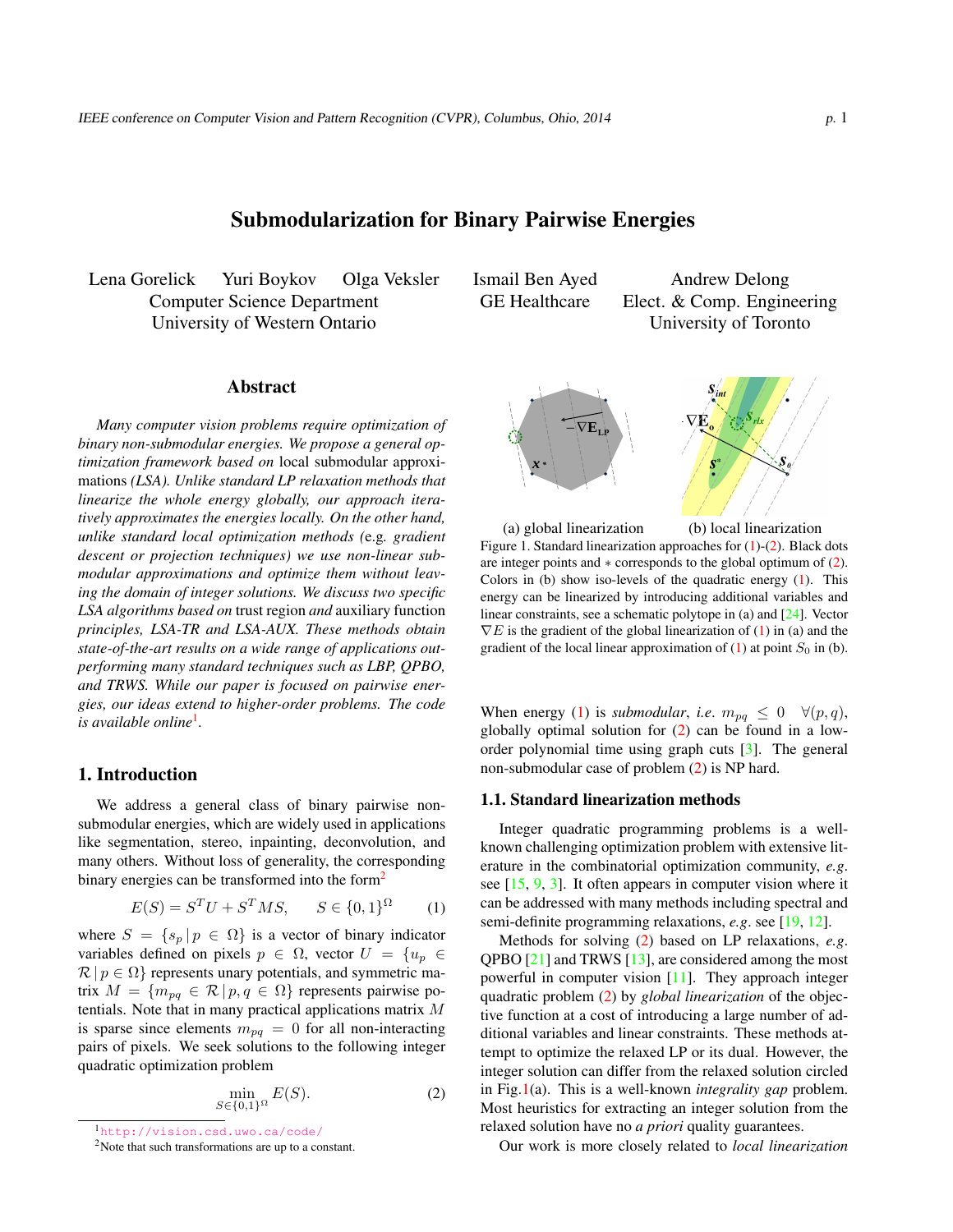# Submodularization for Binary Pairwise Energies

Lena Gorelick   Yuri Boykov   Olga Veksler
Computer Science Department
University of Western Ontario

Ismail Ben Ayed
GE Healthcare

Andrew Delong
Elect. & Comp. Engineering
University of Toronto

## Abstract

*Many computer vision problems require optimization of binary non-submodular energies. We propose a general optimization framework based on* local submodular approximations *(LSA). Unlike standard LP relaxation methods that linearize the whole energy globally, our approach iteratively approximates the energies locally. On the other hand, unlike standard local optimization methods (*e.g. *gradient descent or projection techniques) we use non-linear submodular approximations and optimize them without leaving the domain of integer solutions. We discuss two specific LSA algorithms based on* trust region *and* auxiliary function *principles, LSA-TR and LSA-AUX. These methods obtain state-of-the-art results on a wide range of applications outperforming many standard techniques such as LBP, QPBO, and TRWS. While our paper is focused on pairwise energies, our ideas extend to higher-order problems. The code is available online*[1].

## 1. Introduction

We address a general class of binary pairwise non-submodular energies, which are widely used in applications like segmentation, stereo, inpainting, deconvolution, and many others. Without loss of generality, the corresponding binary energies can be transformed into the form[2]

$$E(S) = S^T U + S^T M S, \qquad S \in \{0,1\}^\Omega \tag{1}$$

where $S = \{s_p \,|\, p \in \Omega\}$ is a vector of binary indicator variables defined on pixels $p \in \Omega$, vector $U = \{u_p \in \mathcal{R} \,|\, p \in \Omega\}$ represents unary potentials, and symmetric matrix $M = \{m_{pq} \in \mathcal{R} \,|\, p, q \in \Omega\}$ represents pairwise potentials. Note that in many practical applications matrix $M$ is sparse since elements $m_{pq} = 0$ for all non-interacting pairs of pixels. We seek solutions to the following integer quadratic optimization problem

$$\min_{S \in \{0,1\}^\Omega} E(S). \tag{2}$$

[1] http://vision.csd.uwo.ca/code/

[2] Note that such transformations are up to a constant.

(a) global linearization   (b) local linearization

Figure 1. Standard linearization approaches for (1)-(2). Black dots are integer points and $*$ corresponds to the global optimum of (2). Colors in (b) show iso-levels of the quadratic energy (1). This energy can be linearized by introducing additional variables and linear constraints, see a schematic polytope in (a) and [24]. Vector $\nabla E$ is the gradient of the global linearization of (1) in (a) and the gradient of the local linear approximation of (1) at point $S_0$ in (b).

When energy (1) is *submodular*, *i.e.* $m_{pq} \leq 0 \quad \forall (p,q)$, globally optimal solution for (2) can be found in a low-order polynomial time using graph cuts [3]. The general non-submodular case of problem (2) is NP hard.

### 1.1. Standard linearization methods

Integer quadratic programming problems is a well-known challenging optimization problem with extensive literature in the combinatorial optimization community, *e.g.* see [15, 9, 3]. It often appears in computer vision where it can be addressed with many methods including spectral and semi-definite programming relaxations, *e.g.* see [19, 12].

Methods for solving (2) based on LP relaxations, *e.g.* QPBO [21] and TRWS [13], are considered among the most powerful in computer vision [11]. They approach integer quadratic problem (2) by *global linearization* of the objective function at a cost of introducing a large number of additional variables and linear constraints. These methods attempt to optimize the relaxed LP or its dual. However, the integer solution can differ from the relaxed solution circled in Fig.1(a). This is a well-known *integrality gap* problem. Most heuristics for extracting an integer solution from the relaxed solution have no *a priori* quality guarantees.

Our work is more closely related to *local linearization*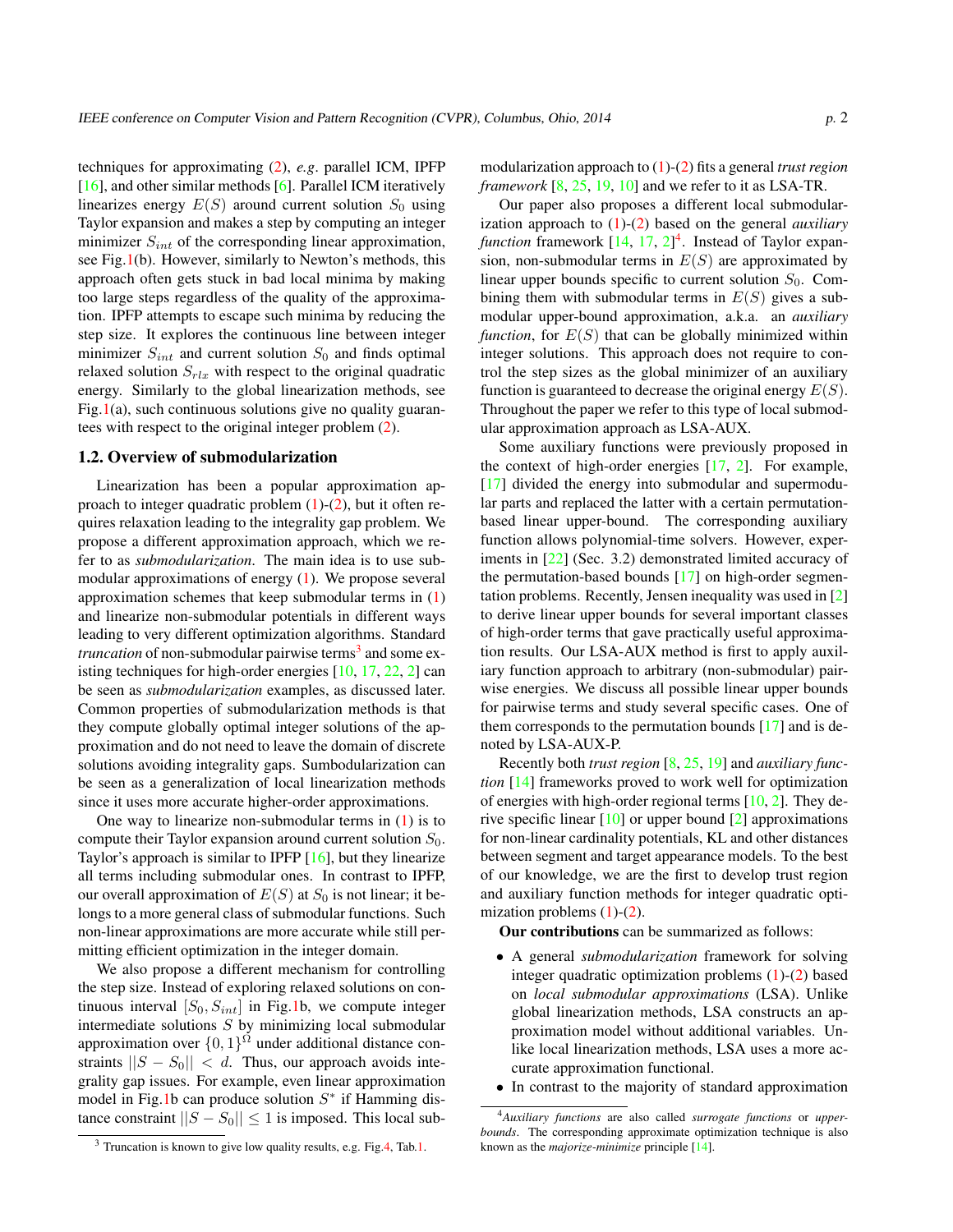techniques for approximating (2), *e.g*. parallel ICM, IPFP [16], and other similar methods [6]. Parallel ICM iteratively linearizes energy $E(S)$ around current solution $S_0$ using Taylor expansion and makes a step by computing an integer minimizer $S_{int}$ of the corresponding linear approximation, see Fig.1(b). However, similarly to Newton's methods, this approach often gets stuck in bad local minima by making too large steps regardless of the quality of the approximation. IPFP attempts to escape such minima by reducing the step size. It explores the continuous line between integer minimizer $S_{int}$ and current solution $S_0$ and finds optimal relaxed solution $S_{rlx}$ with respect to the original quadratic energy. Similarly to the global linearization methods, see Fig.1(a), such continuous solutions give no quality guarantees with respect to the original integer problem (2).

## 1.2. Overview of submodularization

Linearization has been a popular approximation approach to integer quadratic problem (1)-(2), but it often requires relaxation leading to the integrality gap problem. We propose a different approximation approach, which we refer to as *submodularization*. The main idea is to use submodular approximations of energy (1). We propose several approximation schemes that keep submodular terms in (1) and linearize non-submodular potentials in different ways leading to very different optimization algorithms. Standard *truncation* of non-submodular pairwise terms[3] and some existing techniques for high-order energies [10, 17, 22, 2] can be seen as *submodularization* examples, as discussed later. Common properties of submodularization methods is that they compute globally optimal integer solutions of the approximation and do not need to leave the domain of discrete solutions avoiding integrality gaps. Sumbodularization can be seen as a generalization of local linearization methods since it uses more accurate higher-order approximations.

One way to linearize non-submodular terms in (1) is to compute their Taylor expansion around current solution $S_0$. Taylor's approach is similar to IPFP [16], but they linearize all terms including submodular ones. In contrast to IPFP, our overall approximation of $E(S)$ at $S_0$ is not linear; it belongs to a more general class of submodular functions. Such non-linear approximations are more accurate while still permitting efficient optimization in the integer domain.

We also propose a different mechanism for controlling the step size. Instead of exploring relaxed solutions on continuous interval $[S_0, S_{int}]$ in Fig.1b, we compute integer intermediate solutions $S$ by minimizing local submodular approximation over $\{0,1\}^{\Omega}$ under additional distance constraints $||S - S_0|| < d$. Thus, our approach avoids integrality gap issues. For example, even linear approximation model in Fig.1b can produce solution $S^*$ if Hamming distance constraint $||S - S_0|| \leq 1$ is imposed. This local submodularization approach to (1)-(2) fits a general *trust region framework* [8, 25, 19, 10] and we refer to it as LSA-TR.

Our paper also proposes a different local submodularization approach to (1)-(2) based on the general *auxiliary function* framework [14, 17, 2][4]. Instead of Taylor expansion, non-submodular terms in $E(S)$ are approximated by linear upper bounds specific to current solution $S_0$. Combining them with submodular terms in $E(S)$ gives a submodular upper-bound approximation, a.k.a. an *auxiliary function*, for $E(S)$ that can be globally minimized within integer solutions. This approach does not require to control the step sizes as the global minimizer of an auxiliary function is guaranteed to decrease the original energy $E(S)$. Throughout the paper we refer to this type of local submodular approximation approach as LSA-AUX.

Some auxiliary functions were previously proposed in the context of high-order energies [17, 2]. For example, [17] divided the energy into submodular and supermodular parts and replaced the latter with a certain permutation-based linear upper-bound. The corresponding auxiliary function allows polynomial-time solvers. However, experiments in [22] (Sec. 3.2) demonstrated limited accuracy of the permutation-based bounds [17] on high-order segmentation problems. Recently, Jensen inequality was used in [2] to derive linear upper bounds for several important classes of high-order terms that gave practically useful approximation results. Our LSA-AUX method is first to apply auxiliary function approach to arbitrary (non-submodular) pairwise energies. We discuss all possible linear upper bounds for pairwise terms and study several specific cases. One of them corresponds to the permutation bounds [17] and is denoted by LSA-AUX-P.

Recently both *trust region* [8, 25, 19] and *auxiliary function* [14] frameworks proved to work well for optimization of energies with high-order regional terms [10, 2]. They derive specific linear [10] or upper bound [2] approximations for non-linear cardinality potentials, KL and other distances between segment and target appearance models. To the best of our knowledge, we are the first to develop trust region and auxiliary function methods for integer quadratic optimization problems (1)-(2).

**Our contributions** can be summarized as follows:

- A general *submodularization* framework for solving integer quadratic optimization problems (1)-(2) based on *local submodular approximations* (LSA). Unlike global linearization methods, LSA constructs an approximation model without additional variables. Unlike local linearization methods, LSA uses a more accurate approximation functional.
- In contrast to the majority of standard approximation

[3] Truncation is known to give low quality results, e.g. Fig.4, Tab.1.

[4] *Auxiliary functions* are also called *surrogate functions* or *upper-bounds*. The corresponding approximate optimization technique is also known as the *majorize-minimize* principle [14].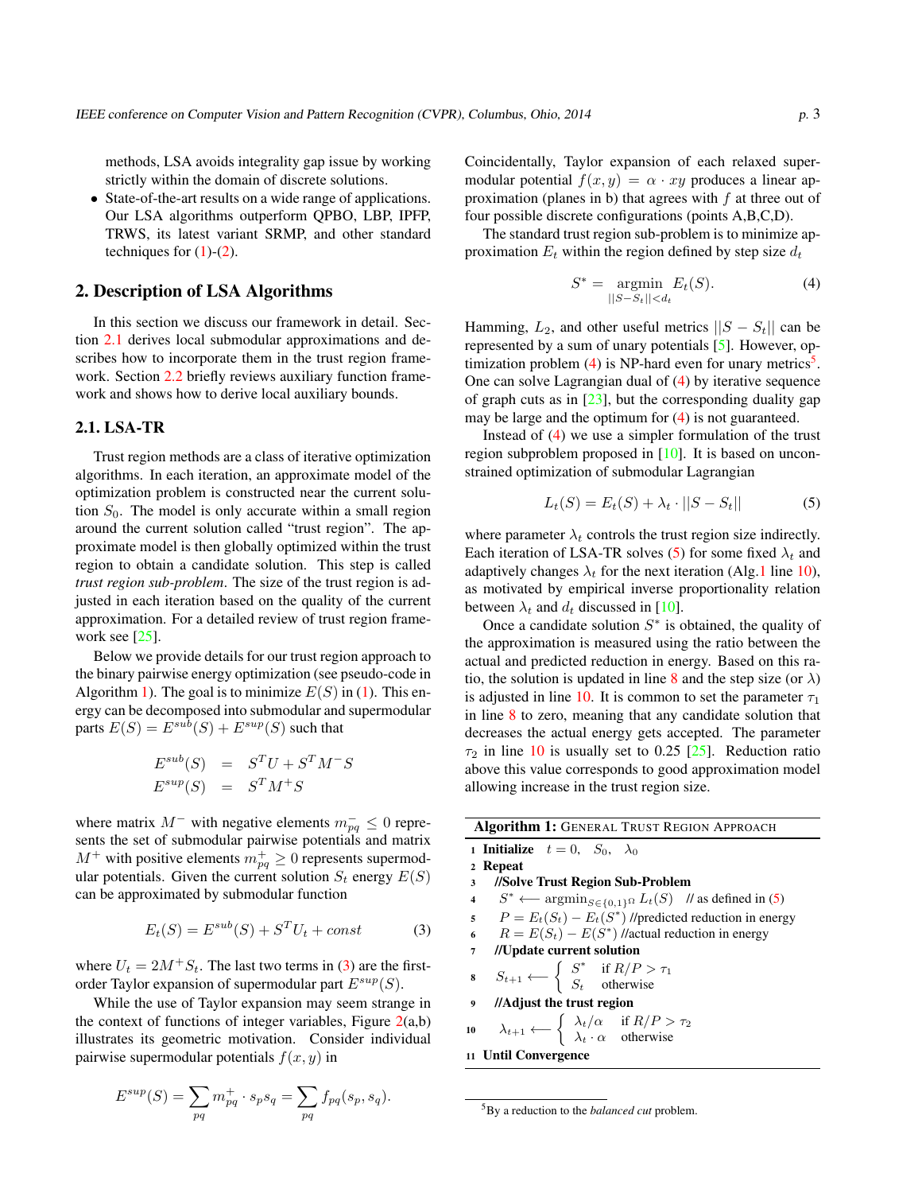methods, LSA avoids integrality gap issue by working strictly within the domain of discrete solutions.

- State-of-the-art results on a wide range of applications. Our LSA algorithms outperform QPBO, LBP, IPFP, TRWS, its latest variant SRMP, and other standard techniques for (1)-(2).

## 2. Description of LSA Algorithms

In this section we discuss our framework in detail. Section 2.1 derives local submodular approximations and describes how to incorporate them in the trust region framework. Section 2.2 briefly reviews auxiliary function framework and shows how to derive local auxiliary bounds.

### 2.1. LSA-TR

Trust region methods are a class of iterative optimization algorithms. In each iteration, an approximate model of the optimization problem is constructed near the current solution $S_0$. The model is only accurate within a small region around the current solution called "trust region". The approximate model is then globally optimized within the trust region to obtain a candidate solution. This step is called *trust region sub-problem*. The size of the trust region is adjusted in each iteration based on the quality of the current approximation. For a detailed review of trust region framework see [25].

Below we provide details for our trust region approach to the binary pairwise energy optimization (see pseudo-code in Algorithm 1). The goal is to minimize $E(S)$ in (1). This energy can be decomposed into submodular and supermodular parts $E(S) = E^{sub}(S) + E^{sup}(S)$ such that

$$
\begin{aligned}
E^{sub}(S) &= S^T U + S^T M^- S \\
E^{sup}(S) &= S^T M^+ S
\end{aligned}
$$

where matrix $M^-$ with negative elements $m^-_{pq} \leq 0$ represents the set of submodular pairwise potentials and matrix $M^+$ with positive elements $m^+_{pq} \geq 0$ represents supermodular potentials. Given the current solution $S_t$ energy $E(S)$ can be approximated by submodular function

$$
E_t(S) = E^{sub}(S) + S^T U_t + const \tag{3}
$$

where $U_t = 2M^+ S_t$. The last two terms in (3) are the first-order Taylor expansion of supermodular part $E^{sup}(S)$.

While the use of Taylor expansion may seem strange in the context of functions of integer variables, Figure 2(a,b) illustrates its geometric motivation. Consider individual pairwise supermodular potentials $f(x, y)$ in

$$
E^{sup}(S) = \sum_{pq} m^+_{pq} \cdot s_p s_q = \sum_{pq} f_{pq}(s_p, s_q).
$$

Coincidentally, Taylor expansion of each relaxed supermodular potential $f(x, y) = \alpha \cdot xy$ produces a linear approximation (planes in b) that agrees with $f$ at three out of four possible discrete configurations (points A,B,C,D).

The standard trust region sub-problem is to minimize approximation $E_t$ within the region defined by step size $d_t$

$$
S^* = \underset{||S - S_t|| < d_t}{\operatorname{argmin}} \; E_t(S). \tag{4}
$$

Hamming, $L_2$, and other useful metrics $||S - S_t||$ can be represented by a sum of unary potentials [5]. However, optimization problem (4) is NP-hard even for unary metrics[5]. One can solve Lagrangian dual of (4) by iterative sequence of graph cuts as in [23], but the corresponding duality gap may be large and the optimum for (4) is not guaranteed.

Instead of (4) we use a simpler formulation of the trust region subproblem proposed in [10]. It is based on unconstrained optimization of submodular Lagrangian

$$
L_t(S) = E_t(S) + \lambda_t \cdot ||S - S_t|| \tag{5}
$$

where parameter $\lambda_t$ controls the trust region size indirectly. Each iteration of LSA-TR solves (5) for some fixed $\lambda_t$ and adaptively changes $\lambda_t$ for the next iteration (Alg.1 line 10), as motivated by empirical inverse proportionality relation between $\lambda_t$ and $d_t$ discussed in [10].

Once a candidate solution $S^*$ is obtained, the quality of the approximation is measured using the ratio between the actual and predicted reduction in energy. Based on this ratio, the solution is updated in line 8 and the step size (or $\lambda$) is adjusted in line 10. It is common to set the parameter $\tau_1$ in line 8 to zero, meaning that any candidate solution that decreases the actual energy gets accepted. The parameter $\tau_2$ in line 10 is usually set to 0.25 [25]. Reduction ratio above this value corresponds to good approximation model allowing increase in the trust region size.

**Algorithm 1:** GENERAL TRUST REGION APPROACH

```
1  Initialize  t = 0,  S_0,  λ_0
2  Repeat
3     //Solve Trust Region Sub-Problem
4     S* ⟵ argmin_{S∈{0,1}^Ω} L_t(S)    // as defined in (5)
5     P = E_t(S_t) − E_t(S*) //predicted reduction in energy
6     R = E(S_t) − E(S*) //actual reduction in energy
7     //Update current solution
8     S_{t+1} ⟵ { S*   if R/P > τ_1
                  { S_t  otherwise
9     //Adjust the trust region
10    λ_{t+1} ⟵ { λ_t/α   if R/P > τ_2
                  { λ_t · α  otherwise
11 Until Convergence
```

[5] By a reduction to the *balanced cut* problem.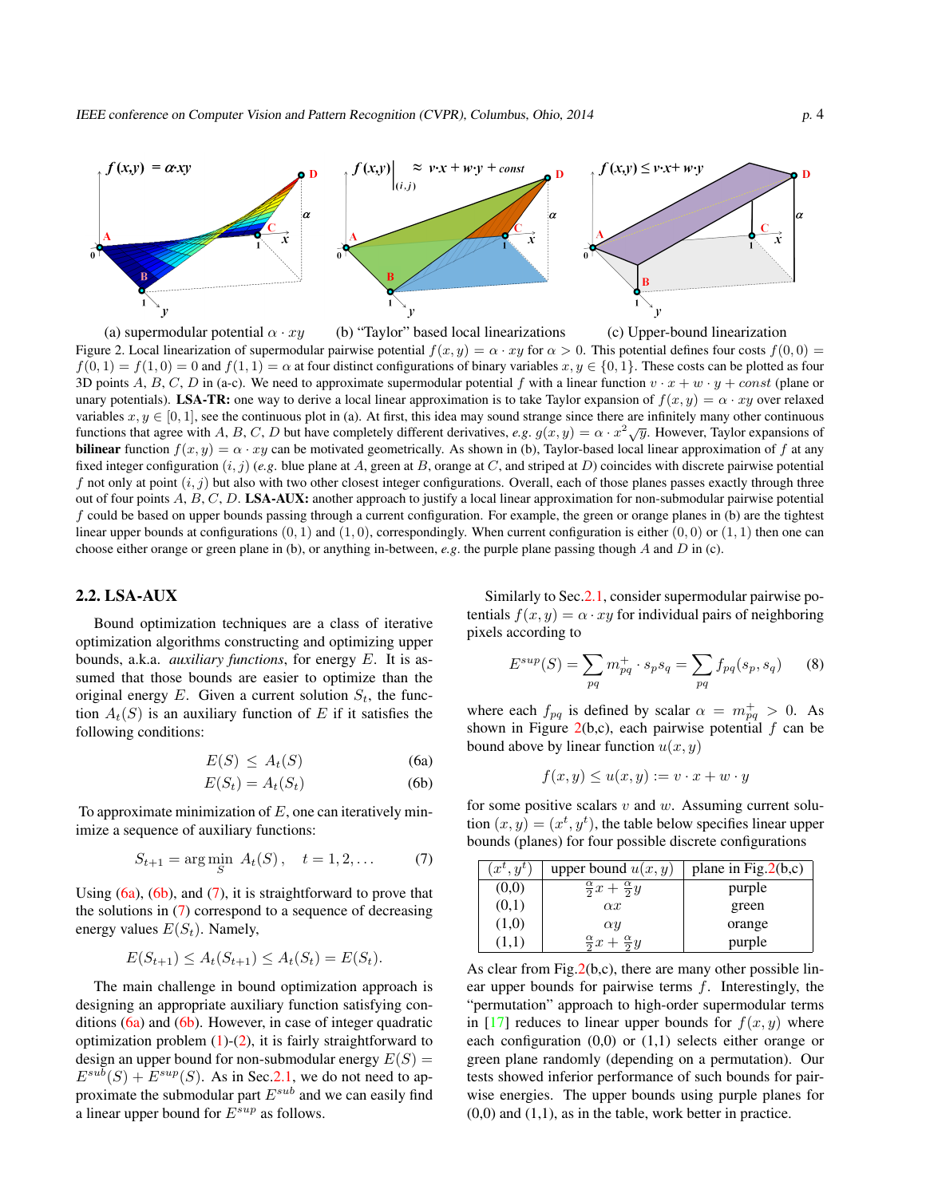(a) supermodular potential $\alpha \cdot xy$ (b) "Taylor" based local linearizations (c) Upper-bound linearization

Figure 2. Local linearization of supermodular pairwise potential $f(x,y) = \alpha \cdot xy$ for $\alpha > 0$. This potential defines four costs $f(0,0) = f(0,1) = f(1,0) = 0$ and $f(1,1) = \alpha$ at four distinct configurations of binary variables $x, y \in \{0,1\}$. These costs can be plotted as four 3D points $A$, $B$, $C$, $D$ in (a-c). We need to approximate supermodular potential $f$ with a linear function $v \cdot x + w \cdot y + const$ (plane or unary potentials). **LSA-TR:** one way to derive a local linear approximation is to take Taylor expansion of $f(x,y) = \alpha \cdot xy$ over relaxed variables $x, y \in [0,1]$, see the continuous plot in (a). At first, this idea may sound strange since there are infinitely many other continuous functions that agree with $A$, $B$, $C$, $D$ but have completely different derivatives, *e.g.* $g(x,y) = \alpha \cdot x^2\sqrt{y}$. However, Taylor expansions of **bilinear** function $f(x,y) = \alpha \cdot xy$ can be motivated geometrically. As shown in (b), Taylor-based local linear approximation of $f$ at any fixed integer configuration $(i,j)$ (*e.g.* blue plane at $A$, green at $B$, orange at $C$, and striped at $D$) coincides with discrete pairwise potential $f$ not only at point $(i,j)$ but also with two other closest integer configurations. Overall, each of those planes passes exactly through three out of four points $A$, $B$, $C$, $D$. **LSA-AUX:** another approach to justify a local linear approximation for non-submodular pairwise potential $f$ could be based on upper bounds passing through a current configuration. For example, the green or orange planes in (b) are the tightest linear upper bounds at configurations $(0,1)$ and $(1,0)$, correspondingly. When current configuration is either $(0,0)$ or $(1,1)$ then one can choose either orange or green plane in (b), or anything in-between, *e.g.* the purple plane passing though $A$ and $D$ in (c).

## 2.2. LSA-AUX

Bound optimization techniques are a class of iterative optimization algorithms constructing and optimizing upper bounds, a.k.a. *auxiliary functions*, for energy $E$. It is assumed that those bounds are easier to optimize than the original energy $E$. Given a current solution $S_t$, the function $A_t(S)$ is an auxiliary function of $E$ if it satisfies the following conditions:

$$E(S) \leq A_t(S) \tag{6a}$$

$$E(S_t) = A_t(S_t) \tag{6b}$$

To approximate minimization of $E$, one can iteratively minimize a sequence of auxiliary functions:

$$S_{t+1} = \arg\min_S \; A_t(S), \quad t = 1, 2, \ldots \tag{7}$$

Using (6a), (6b), and (7), it is straightforward to prove that the solutions in (7) correspond to a sequence of decreasing energy values $E(S_t)$. Namely,

$$E(S_{t+1}) \leq A_t(S_{t+1}) \leq A_t(S_t) = E(S_t).$$

The main challenge in bound optimization approach is designing an appropriate auxiliary function satisfying conditions (6a) and (6b). However, in case of integer quadratic optimization problem (1)-(2), it is fairly straightforward to design an upper bound for non-submodular energy $E(S) = E^{sub}(S) + E^{sup}(S)$. As in Sec.2.1, we do not need to approximate the submodular part $E^{sub}$ and we can easily find a linear upper bound for $E^{sup}$ as follows.

Similarly to Sec.2.1, consider supermodular pairwise potentials $f(x,y) = \alpha \cdot xy$ for individual pairs of neighboring pixels according to

$$E^{sup}(S) = \sum_{pq} m^+_{pq} \cdot s_p s_q = \sum_{pq} f_{pq}(s_p, s_q) \tag{8}$$

where each $f_{pq}$ is defined by scalar $\alpha = m^+_{pq} > 0$. As shown in Figure 2(b,c), each pairwise potential $f$ can be bound above by linear function $u(x,y)$

$$f(x,y) \leq u(x,y) := v \cdot x + w \cdot y$$

for some positive scalars $v$ and $w$. Assuming current solution $(x,y) = (x^t, y^t)$, the table below specifies linear upper bounds (planes) for four possible discrete configurations

| $(x^t, y^t)$ | upper bound $u(x,y)$ | plane in Fig.2(b,c) |
|---|---|---|
| (0,0) | $\frac{\alpha}{2}x + \frac{\alpha}{2}y$ | purple |
| (0,1) | $\alpha x$ | green |
| (1,0) | $\alpha y$ | orange |
| (1,1) | $\frac{\alpha}{2}x + \frac{\alpha}{2}y$ | purple |

As clear from Fig.2(b,c), there are many other possible linear upper bounds for pairwise terms $f$. Interestingly, the "permutation" approach to high-order supermodular terms in [17] reduces to linear upper bounds for $f(x,y)$ where each configuration (0,0) or (1,1) selects either orange or green plane randomly (depending on a permutation). Our tests showed inferior performance of such bounds for pairwise energies. The upper bounds using purple planes for (0,0) and (1,1), as in the table, work better in practice.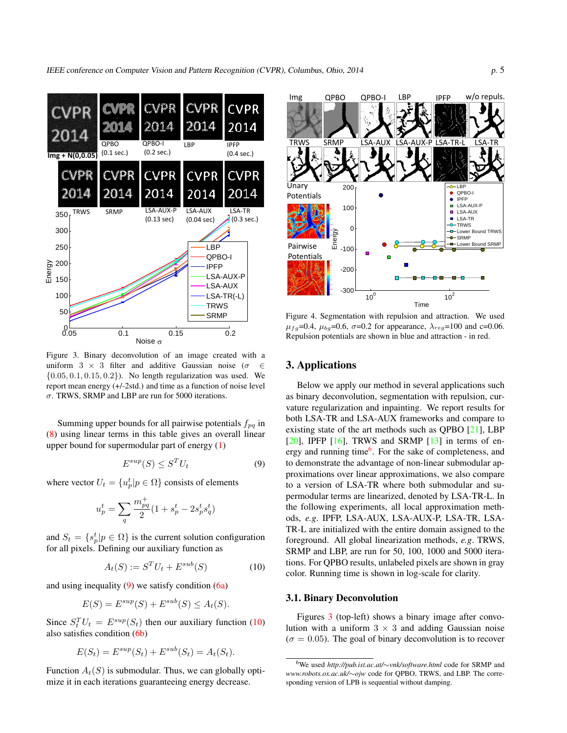Figure 3. Binary deconvolution of an image created with a uniform $3 \times 3$ filter and additive Gaussian noise ($\sigma \in \{0.05, 0.1, 0.15, 0.2\}$). No length regularization was used. We report mean energy (+/-2std.) and time as a function of noise level $\sigma$. TRWS, SRMP and LBP are run for 5000 iterations.

Summing upper bounds for all pairwise potentials $f_{pq}$ in (8) using linear terms in this table gives an overall linear upper bound for supermodular part of energy (1)

$$E^{sup}(S) \leq S^T U_t \tag{9}$$

where vector $U_t = \{u_p^t | p \in \Omega\}$ consists of elements

$$u_p^t = \sum_q \frac{m_{pq}^+}{2}(1 + s_p^t - 2s_p^t s_q^t)$$

and $S_t = \{s_p^t | p \in \Omega\}$ is the current solution configuration for all pixels. Defining our auxiliary function as

$$A_t(S) := S^T U_t + E^{sub}(S) \tag{10}$$

and using inequality (9) we satisfy condition (6a)

$$E(S) = E^{sup}(S) + E^{sub}(S) \leq A_t(S).$$

Since $S_t^T U_t = E^{sup}(S_t)$ then our auxiliary function (10) also satisfies condition (6b)

$$E(S_t) = E^{sup}(S_t) + E^{sub}(S_t) = A_t(S_t).$$

Function $A_t(S)$ is submodular. Thus, we can globally optimize it in each iterations guaranteeing energy decrease.

Figure 4. Segmentation with repulsion and attraction. We used $\mu_{fg}$=0.4, $\mu_{bg}$=0.6, $\sigma$=0.2 for appearance, $\lambda_{reg}$=100 and c=0.06. Repulsion potentials are shown in blue and attraction - in red.

## 3. Applications

Below we apply our method in several applications such as binary deconvolution, segmentation with repulsion, curvature regularization and inpainting. We report results for both LSA-TR and LSA-AUX frameworks and compare to existing state of the art methods such as QPBO [21], LBP [20], IPFP [16], TRWS and SRMP [13] in terms of energy and running time[6]. For the sake of completeness, and to demonstrate the advantage of non-linear submodular approximations over linear approximations, we also compare to a version of LSA-TR where both submodular and supermodular terms are linearized, denoted by LSA-TR-L. In the following experiments, all local approximation methods, *e.g.* IPFP, LSA-AUX, LSA-AUX-P, LSA-TR, LSA-TR-L are initialized with the entire domain assigned to the foreground. All global linearization methods, *e.g.* TRWS, SRMP and LBP, are run for 50, 100, 1000 and 5000 iterations. For QPBO results, unlabeled pixels are shown in gray color. Running time is shown in log-scale for clarity.

### 3.1. Binary Deconvolution

Figures 3 (top-left) shows a binary image after convolution with a uniform $3 \times 3$ and adding Gaussian noise ($\sigma = 0.05$). The goal of binary deconvolution is to recover

[6] We used *http://pub.ist.ac.at/∼vnk/software.html* code for SRMP and *www.robots.ox.ac.uk/∼ojw* code for QPBO, TRWS, and LBP. The corresponding version of LPB is sequential without damping.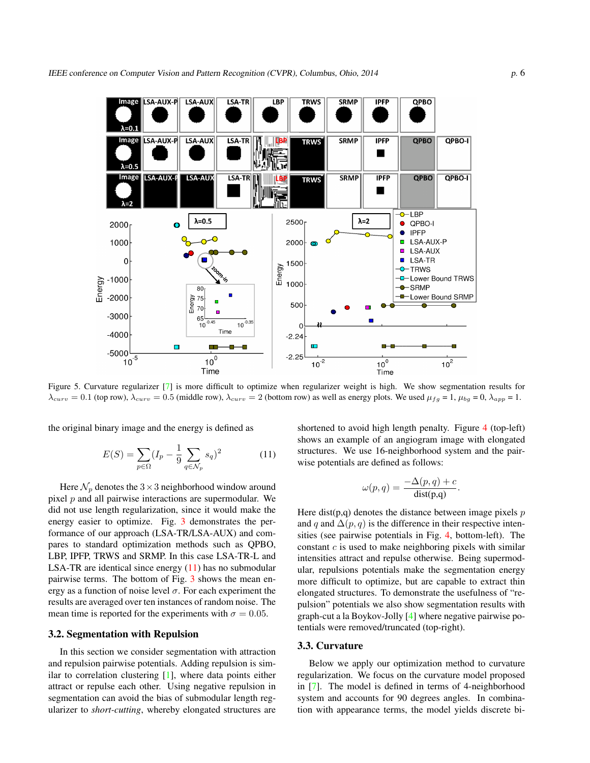Figure 5. Curvature regularizer [7] is more difficult to optimize when regularizer weight is high. We show segmentation results for $\lambda_{curv} = 0.1$ (top row), $\lambda_{curv} = 0.5$ (middle row), $\lambda_{curv} = 2$ (bottom row) as well as energy plots. We used $\mu_{fg} = 1$, $\mu_{bg} = 0$, $\lambda_{app} = 1$.

the original binary image and the energy is defined as

$$E(S) = \sum_{p \in \Omega} (I_p - \frac{1}{9} \sum_{q \in \mathcal{N}_p} s_q)^2 \tag{11}$$

Here $\mathcal{N}_p$ denotes the $3 \times 3$ neighborhood window around pixel $p$ and all pairwise interactions are supermodular. We did not use length regularization, since it would make the energy easier to optimize. Fig. 3 demonstrates the performance of our approach (LSA-TR/LSA-AUX) and compares to standard optimization methods such as QPBO, LBP, IPFP, TRWS and SRMP. In this case LSA-TR-L and LSA-TR are identical since energy (11) has no submodular pairwise terms. The bottom of Fig. 3 shows the mean energy as a function of noise level $\sigma$. For each experiment the results are averaged over ten instances of random noise. The mean time is reported for the experiments with $\sigma = 0.05$.

### 3.2. Segmentation with Repulsion

In this section we consider segmentation with attraction and repulsion pairwise potentials. Adding repulsion is similar to correlation clustering [1], where data points either attract or repulse each other. Using negative repulsion in segmentation can avoid the bias of submodular length regularizer to *short-cutting*, whereby elongated structures are shortened to avoid high length penalty. Figure 4 (top-left) shows an example of an angiogram image with elongated structures. We use 16-neighborhood system and the pairwise potentials are defined as follows:

$$\omega(p, q) = \frac{-\Delta(p, q) + c}{\text{dist(p,q)}}.$$

Here dist(p,q) denotes the distance between image pixels $p$ and $q$ and $\Delta(p, q)$ is the difference in their respective intensities (see pairwise potentials in Fig. 4, bottom-left). The constant $c$ is used to make neighboring pixels with similar intensities attract and repulse otherwise. Being supermodular, repulsions potentials make the segmentation energy more difficult to optimize, but are capable to extract thin elongated structures. To demonstrate the usefulness of "repulsion" potentials we also show segmentation results with graph-cut a la Boykov-Jolly [4] where negative pairwise potentials were removed/truncated (top-right).

### 3.3. Curvature

Below we apply our optimization method to curvature regularization. We focus on the curvature model proposed in [7]. The model is defined in terms of 4-neighborhood system and accounts for 90 degrees angles. In combination with appearance terms, the model yields discrete bi-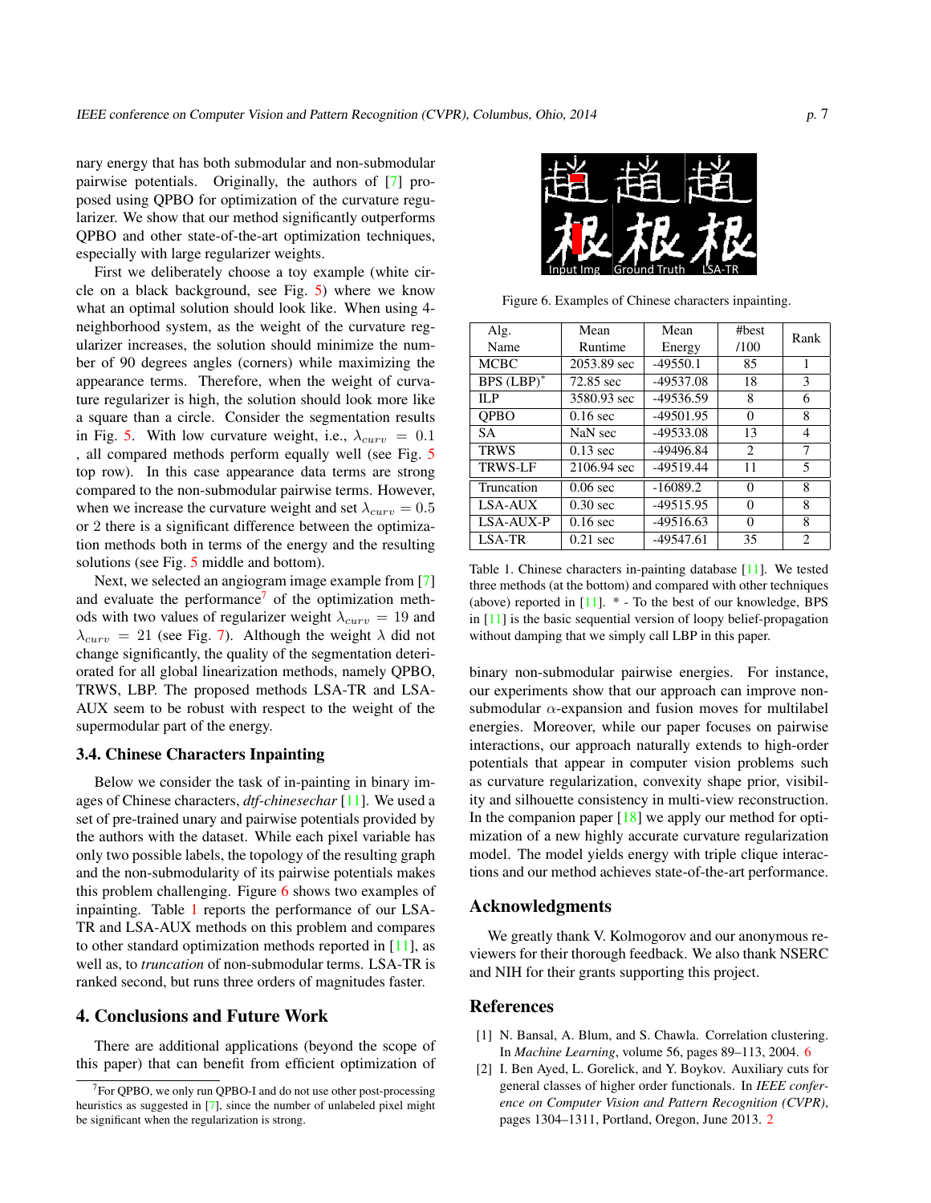nary energy that has both submodular and non-submodular pairwise potentials. Originally, the authors of [7] proposed using QPBO for optimization of the curvature regularizer. We show that our method significantly outperforms QPBO and other state-of-the-art optimization techniques, especially with large regularizer weights.

First we deliberately choose a toy example (white circle on a black background, see Fig. 5) where we know what an optimal solution should look like. When using 4-neighborhood system, as the weight of the curvature regularizer increases, the solution should minimize the number of 90 degrees angles (corners) while maximizing the appearance terms. Therefore, when the weight of curvature regularizer is high, the solution should look more like a square than a circle. Consider the segmentation results in Fig. 5. With low curvature weight, i.e., $\lambda_{curv} = 0.1$ , all compared methods perform equally well (see Fig. 5 top row). In this case appearance data terms are strong compared to the non-submodular pairwise terms. However, when we increase the curvature weight and set $\lambda_{curv} = 0.5$ or 2 there is a significant difference between the optimization methods both in terms of the energy and the resulting solutions (see Fig. 5 middle and bottom).

Next, we selected an angiogram image example from [7] and evaluate the performance[7] of the optimization methods with two values of regularizer weight $\lambda_{curv} = 19$ and $\lambda_{curv} = 21$ (see Fig. 7). Although the weight $\lambda$ did not change significantly, the quality of the segmentation deteriorated for all global linearization methods, namely QPBO, TRWS, LBP. The proposed methods LSA-TR and LSA-AUX seem to be robust with respect to the weight of the supermodular part of the energy.

### 3.4. Chinese Characters Inpainting

Below we consider the task of in-painting in binary images of Chinese characters, *dtf-chinesechar* [11]. We used a set of pre-trained unary and pairwise potentials provided by the authors with the dataset. While each pixel variable has only two possible labels, the topology of the resulting graph and the non-submodularity of its pairwise potentials makes this problem challenging. Figure 6 shows two examples of inpainting. Table 1 reports the performance of our LSA-TR and LSA-AUX methods on this problem and compares to other standard optimization methods reported in [11], as well as, to *truncation* of non-submodular terms. LSA-TR is ranked second, but runs three orders of magnitudes faster.

Input Img Ground Truth LSA-TR

Figure 6. Examples of Chinese characters inpainting.

| Alg. Name | Mean Runtime | Mean Energy | #best /100 | Rank |
|---|---|---|---|---|
| MCBC | 2053.89 sec | -49550.1 | 85 | 1 |
| BPS (LBP)* | 72.85 sec | -49537.08 | 18 | 3 |
| ILP | 3580.93 sec | -49536.59 | 8 | 6 |
| QPBO | 0.16 sec | -49501.95 | 0 | 8 |
| SA | NaN sec | -49533.08 | 13 | 4 |
| TRWS | 0.13 sec | -49496.84 | 2 | 7 |
| TRWS-LF | 2106.94 sec | -49519.44 | 11 | 5 |
| Truncation | 0.06 sec | -16089.2 | 0 | 8 |
| LSA-AUX | 0.30 sec | -49515.95 | 0 | 8 |
| LSA-AUX-P | 0.16 sec | -49516.63 | 0 | 8 |
| LSA-TR | 0.21 sec | -49547.61 | 35 | 2 |

Table 1. Chinese characters in-painting database [11]. We tested three methods (at the bottom) and compared with other techniques (above) reported in [11]. * - To the best of our knowledge, BPS in [11] is the basic sequential version of loopy belief-propagation without damping that we simply call LBP in this paper.

## 4. Conclusions and Future Work

There are additional applications (beyond the scope of this paper) that can benefit from efficient optimization of binary non-submodular pairwise energies. For instance, our experiments show that our approach can improve non-submodular $\alpha$-expansion and fusion moves for multilabel energies. Moreover, while our paper focuses on pairwise interactions, our approach naturally extends to high-order potentials that appear in computer vision problems such as curvature regularization, convexity shape prior, visibility and silhouette consistency in multi-view reconstruction. In the companion paper [18] we apply our method for optimization of a new highly accurate curvature regularization model. The model yields energy with triple clique interactions and our method achieves state-of-the-art performance.

## Acknowledgments

We greatly thank V. Kolmogorov and our anonymous reviewers for their thorough feedback. We also thank NSERC and NIH for their grants supporting this project.

## References

[1] N. Bansal, A. Blum, and S. Chawla. Correlation clustering. In *Machine Learning*, volume 56, pages 89–113, 2004. 6

[2] I. Ben Ayed, L. Gorelick, and Y. Boykov. Auxiliary cuts for general classes of higher order functionals. In *IEEE conference on Computer Vision and Pattern Recognition (CVPR)*, pages 1304–1311, Portland, Oregon, June 2013. 2

[7] For QPBO, we only run QPBO-I and do not use other post-processing heuristics as suggested in [7], since the number of unlabeled pixel might be significant when the regularization is strong.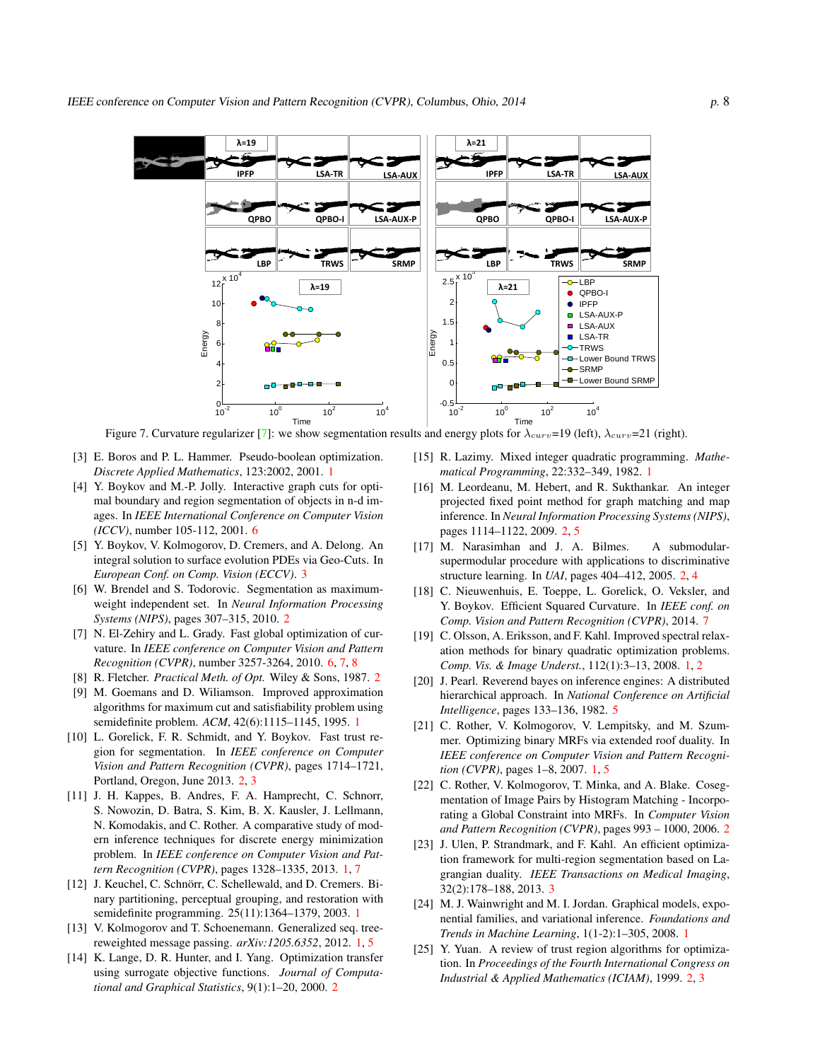λ=19

IPFP LSA-TR LSA-AUX

QPBO QPBO-I LSA-AUX-P

LBP TRWS SRMP

λ=21

IPFP LSA-TR LSA-AUX

QPBO QPBO-I LSA-AUX-P

LBP TRWS SRMP

λ=19

x 10^4

Energy

Time

λ=21

x 10^5

Energy

Time

LBP
QPBO-I
IPFP
LSA-AUX-P
LSA-AUX
LSA-TR
TRWS
Lower Bound TRWS
SRMP
Lower Bound SRMP

Figure 7. Curvature regularizer [7]: we show segmentation results and energy plots for $\lambda_{curv}$=19 (left), $\lambda_{curv}$=21 (right).

[3] E. Boros and P. L. Hammer. Pseudo-boolean optimization. *Discrete Applied Mathematics*, 123:2002, 2001. 1

[4] Y. Boykov and M.-P. Jolly. Interactive graph cuts for optimal boundary and region segmentation of objects in n-d images. In *IEEE International Conference on Computer Vision (ICCV)*, number 105-112, 2001. 6

[5] Y. Boykov, V. Kolmogorov, D. Cremers, and A. Delong. An integral solution to surface evolution PDEs via Geo-Cuts. In *European Conf. on Comp. Vision (ECCV)*. 3

[6] W. Brendel and S. Todorovic. Segmentation as maximum-weight independent set. In *Neural Information Processing Systems (NIPS)*, pages 307–315, 2010. 2

[7] N. El-Zehiry and L. Grady. Fast global optimization of curvature. In *IEEE conference on Computer Vision and Pattern Recognition (CVPR)*, number 3257-3264, 2010. 6, 7, 8

[8] R. Fletcher. *Practical Meth. of Opt.* Wiley & Sons, 1987. 2

[9] M. Goemans and D. Wiliamson. Improved approximation algorithms for maximum cut and satisfiability problem using semidefinite problem. *ACM*, 42(6):1115–1145, 1995. 1

[10] L. Gorelick, F. R. Schmidt, and Y. Boykov. Fast trust region for segmentation. In *IEEE conference on Computer Vision and Pattern Recognition (CVPR)*, pages 1714–1721, Portland, Oregon, June 2013. 2, 3

[11] J. H. Kappes, B. Andres, F. A. Hamprecht, C. Schnorr, S. Nowozin, D. Batra, S. Kim, B. X. Kausler, J. Lellmann, N. Komodakis, and C. Rother. A comparative study of modern inference techniques for discrete energy minimization problem. In *IEEE conference on Computer Vision and Pattern Recognition (CVPR)*, pages 1328–1335, 2013. 1, 7

[12] J. Keuchel, C. Schnörr, C. Schellewald, and D. Cremers. Binary partitioning, perceptual grouping, and restoration with semidefinite programming. 25(11):1364–1379, 2003. 1

[13] V. Kolmogorov and T. Schoenemann. Generalized seq. tree-reweighted message passing. *arXiv:1205.6352*, 2012. 1, 5

[14] K. Lange, D. R. Hunter, and I. Yang. Optimization transfer using surrogate objective functions. *Journal of Computational and Graphical Statistics*, 9(1):1–20, 2000. 2

[15] R. Lazimy. Mixed integer quadratic programming. *Mathematical Programming*, 22:332–349, 1982. 1

[16] M. Leordeanu, M. Hebert, and R. Sukthankar. An integer projected fixed point method for graph matching and map inference. In *Neural Information Processing Systems (NIPS)*, pages 1114–1122, 2009. 2, 5

[17] M. Narasimhan and J. A. Bilmes. A submodular-supermodular procedure with applications to discriminative structure learning. In *UAI*, pages 404–412, 2005. 2, 4

[18] C. Nieuwenhuis, E. Toeppe, L. Gorelick, O. Veksler, and Y. Boykov. Efficient Squared Curvature. In *IEEE conf. on Comp. Vision and Pattern Recognition (CVPR)*, 2014. 7

[19] C. Olsson, A. Eriksson, and F. Kahl. Improved spectral relaxation methods for binary quadratic optimization problems. *Comp. Vis. & Image Underst.*, 112(1):3–13, 2008. 1, 2

[20] J. Pearl. Reverend bayes on inference engines: A distributed hierarchical approach. In *National Conference on Artificial Intelligence*, pages 133–136, 1982. 5

[21] C. Rother, V. Kolmogorov, V. Lempitsky, and M. Szummer. Optimizing binary MRFs via extended roof duality. In *IEEE conference on Computer Vision and Pattern Recognition (CVPR)*, pages 1–8, 2007. 1, 5

[22] C. Rother, V. Kolmogorov, T. Minka, and A. Blake. Cosegmentation of Image Pairs by Histogram Matching - Incorporating a Global Constraint into MRFs. In *Computer Vision and Pattern Recognition (CVPR)*, pages 993 – 1000, 2006. 2

[23] J. Ulen, P. Strandmark, and F. Kahl. An efficient optimization framework for multi-region segmentation based on Lagrangian duality. *IEEE Transactions on Medical Imaging*, 32(2):178–188, 2013. 3

[24] M. J. Wainwright and M. I. Jordan. Graphical models, exponential families, and variational inference. *Foundations and Trends in Machine Learning*, 1(1-2):1–305, 2008. 1

[25] Y. Yuan. A review of trust region algorithms for optimization. In *Proceedings of the Fourth International Congress on Industrial & Applied Mathematics (ICIAM)*, 1999. 2, 3